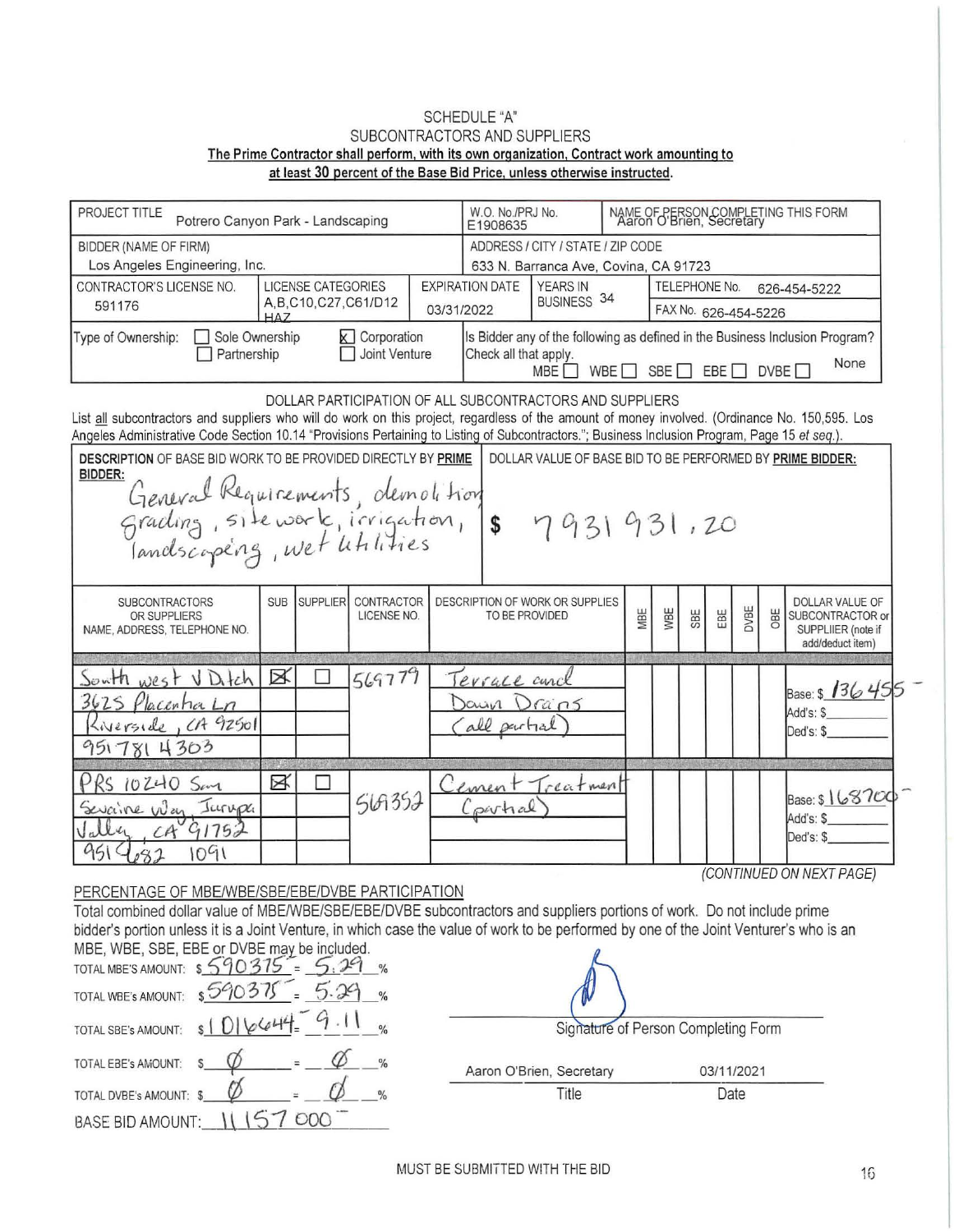SCHEDULE "A"
SUBCONTRACTORS AND SUPPLIERS

**The Prime Contractor shall perform, with its own organization, Contract work amounting to at least 30 percent of the Base Bid Price, unless otherwise instructed.**

| PROJECT TITLE | | W.O. No./PRJ No. | NAME OF PERSON COMPLETING THIS FORM |
|---|---|---|---|
| Potrero Canyon Park - Landscaping | | E1908635 | Aaron O'Brien, Secretary |

| BIDDER (NAME OF FIRM) | ADDRESS / CITY / STATE / ZIP CODE |
|---|---|
| Los Angeles Engineering, Inc. | 633 N. Barranca Ave, Covina, CA 91723 |

| CONTRACTOR'S LICENSE NO. | LICENSE CATEGORIES | EXPIRATION DATE | YEARS IN BUSINESS | TELEPHONE No. / FAX No. |
|---|---|---|---|---|
| 591176 | A,B,C10,C27,C61/D12 HAZ | 03/31/2022 | 34 | TELEPHONE No. 626-454-5222<br>FAX No. 626-454-5226 |

Type of Ownership: ☐ Sole Ownership ☒ Corporation ☐ Partnership ☐ Joint Venture

Is Bidder any of the following as defined in the Business Inclusion Program? Check all that apply. MBE ☐ WBE ☐ SBE ☐ EBE ☐ DVBE ☐ None

DOLLAR PARTICIPATION OF ALL SUBCONTRACTORS AND SUPPLIERS

List all subcontractors and suppliers who will do work on this project, regardless of the amount of money involved. (Ordinance No. 150,595. Los Angeles Administrative Code Section 10.14 "Provisions Pertaining to Listing of Subcontractors."; Business Inclusion Program, Page 15 *et seq.*).

| DESCRIPTION OF BASE BID WORK TO BE PROVIDED DIRECTLY BY PRIME BIDDER: | DOLLAR VALUE OF BASE BID TO BE PERFORMED BY PRIME BIDDER: |
|---|---|
| General Requirements, demolition, grading, sitework, irrigation, landscaping, wet utilities | $ 7931931.20 |

| SUBCONTRACTORS OR SUPPLIERS NAME, ADDRESS, TELEPHONE NO. | SUB | SUPPLIER | CONTRACTOR LICENSE NO. | DESCRIPTION OF WORK OR SUPPLIES TO BE PROVIDED | MBE | WBE | SBE | EBE | DVBE | OBE | DOLLAR VALUE OF SUBCONTRACTOR or SUPPLIIER (note if add/deduct item) |
|---|---|---|---|---|---|---|---|---|---|---|---|
| South west V Ditch<br>3625 Placentia Ln<br>Riverside, CA 92501<br>951 781 4303 | ☒ | ☐ | 569779 | Terrace and Down Drains (all partial) | | | | | | | Base: $ 136455-<br>Add's: $<br>Ded's: $ |
| PRS 10240 San Sevaine Way, Jurupa Valley, CA 91752<br>951 682 1091 | ☒ | ☐ | 569352 | Cement Treatment (partial) | | | | | | | Base: $ 168700-<br>Add's: $<br>Ded's: $ |

*(CONTINUED ON NEXT PAGE)*

PERCENTAGE OF MBE/WBE/SBE/EBE/DVBE PARTICIPATION

Total combined dollar value of MBE/WBE/SBE/EBE/DVBE subcontractors and suppliers portions of work. Do not include prime bidder's portion unless it is a Joint Venture, in which case the value of work to be performed by one of the Joint Venturer's who is an MBE, WBE, SBE, EBE or DVBE may be included.

TOTAL MBE'S AMOUNT: $ 590375 = 5.29 %

TOTAL WBE'S AMOUNT: $ 590375 = 5.29 %

TOTAL SBE'S AMOUNT: $ 1016644 = 9.11 %

TOTAL EBE'S AMOUNT: $ Ø = Ø %

TOTAL DVBE'S AMOUNT: $ Ø = Ø %

BASE BID AMOUNT: 11157000

Signature of Person Completing Form

Aaron O'Brien, Secretary — Title

03/11/2021 — Date

MUST BE SUBMITTED WITH THE BID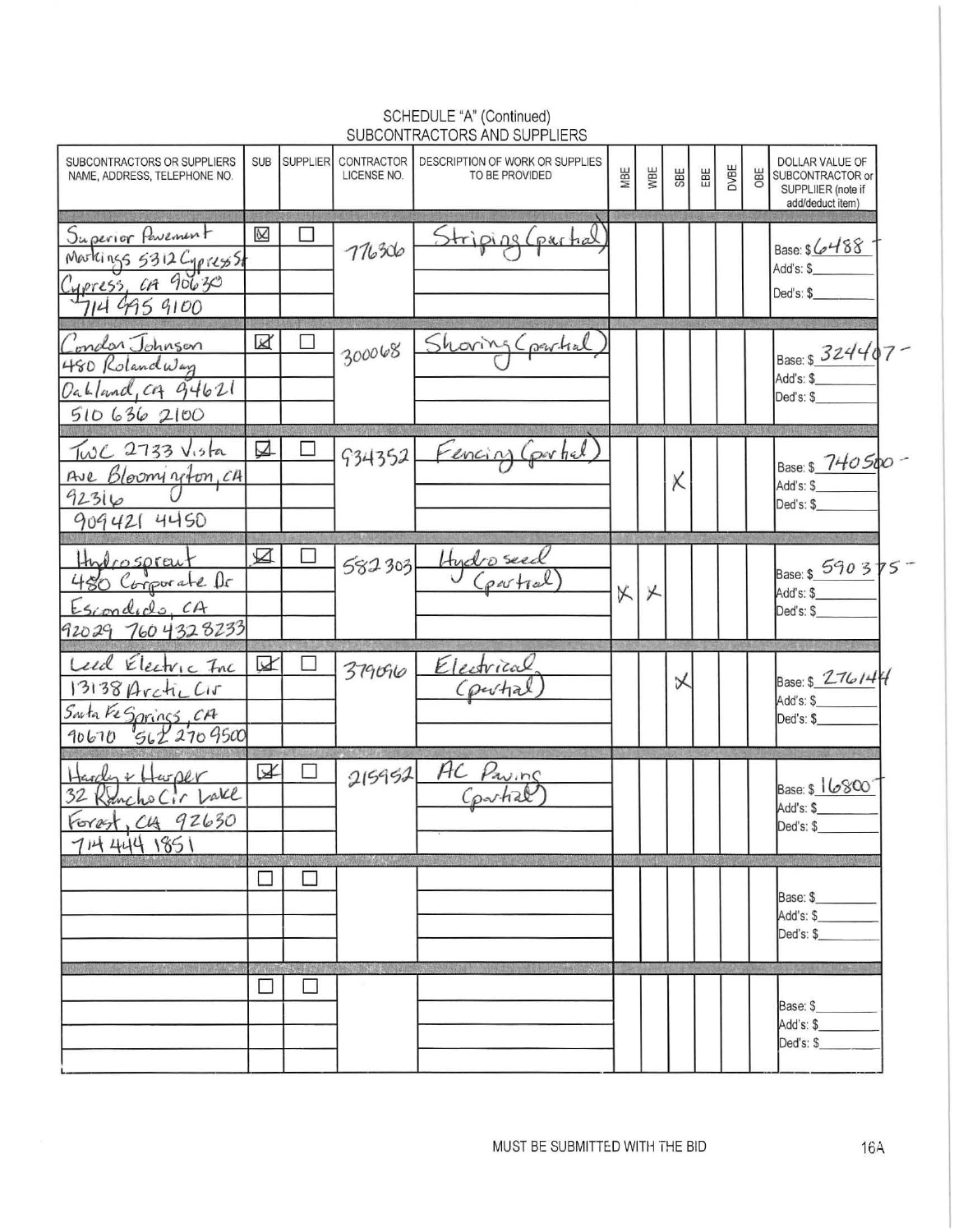# SCHEDULE "A" (Continued)
## SUBCONTRACTORS AND SUPPLIERS

| SUBCONTRACTORS OR SUPPLIERS NAME, ADDRESS, TELEPHONE NO. | SUB | SUPPLIER | CONTRACTOR LICENSE NO. | DESCRIPTION OF WORK OR SUPPLIES TO BE PROVIDED | MBE | WBE | SBE | EBE | DVBE | OBE | DOLLAR VALUE OF SUBCONTRACTOR or SUPPLIIER (note if add/deduct item) |
|---|---|---|---|---|---|---|---|---|---|---|---|
| Superior Pavement Markings 5312 Cypress St Cypress, CA 90630 714 995 9100 | ☒ | ☐ | 776306 | Striping (partial) | | | | | | | Base: $6488 Add's: $ Ded's: $ |
| Condon Johnson 480 Roland Way Oakland, CA 94621 510 636 2100 | ☒ | ☐ | 300068 | Shoring (partial) | | | | | | | Base: $324407- Add's: $ Ded's: $ |
| TWC 2733 Vista Ave Bloomington, CA 92316 909 421 4450 | ☒ | ☐ | 934352 | Fencing (partial) | | | X | | | | Base: $740500- Add's: $ Ded's: $ |
| Hydrosprout 480 Corporate Dr Escondido, CA 92029 760 432 8233 | ☒ | ☐ | 582303 | Hydroseed (partial) | X | X | | | | | Base: $590375- Add's: $ Ded's: $ |
| Leed Electric Inc 13138 Arctic Cir Santa Fe Springs, CA 90670 562 270 9500 | ☒ | ☐ | 379096 | Electrical (partial) | | | X | | | | Base: $276144 Add's: $ Ded's: $ |
| Hardy + Harper 32 Rancho Cir Lake Forest, CA 92630 714 444 1851 | ☒ | ☐ | 215952 | AC Paving (partial) | | | | | | | Base: $16800 Add's: $ Ded's: $ |
| | ☐ | ☐ | | | | | | | | | Base: $ Add's: $ Ded's: $ |
| | ☐ | ☐ | | | | | | | | | Base: $ Add's: $ Ded's: $ |

MUST BE SUBMITTED WITH THE BID

16A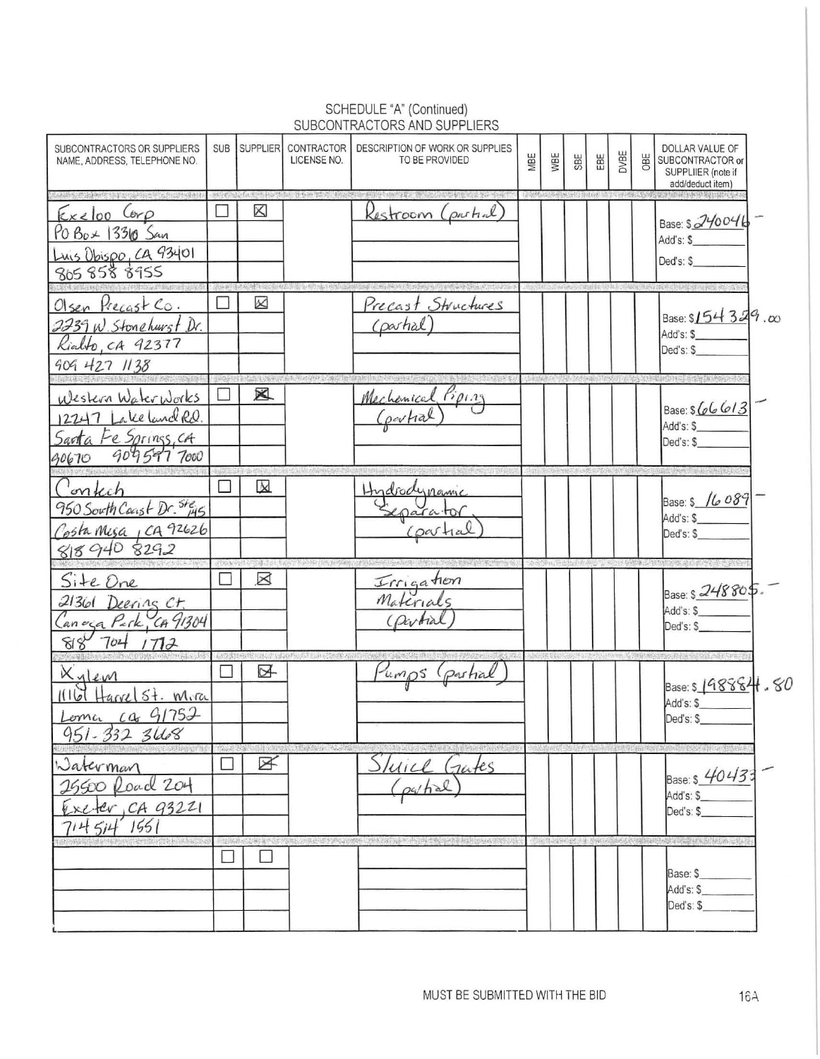# SCHEDULE "A" (Continued)

## SUBCONTRACTORS AND SUPPLIERS

| SUBCONTRACTORS OR SUPPLIERS NAME, ADDRESS, TELEPHONE NO. | SUB | SUPPLIER | CONTRACTOR LICENSE NO. | DESCRIPTION OF WORK OR SUPPLIES TO BE PROVIDED | MBE | WBE | SBE | EBE | DVBE | OBE | DOLLAR VALUE OF SUBCONTRACTOR or SUPPLIIER (note if add/deduct item) |
|---|---|---|---|---|---|---|---|---|---|---|---|
| Exeloo Corp<br>PO Box 13310 San Luis Obispo, CA 93401<br>805 858 8955 | ☐ | ☒ | | Restroom (partial) | | | | | | | Base: $ 240046 -<br>Add's: $<br>Ded's: $ |
| Olsen Precast Co.<br>2239 W. Stonehurst Dr.<br>Rialto, CA 92377<br>909 427 1138 | ☐ | ☒ | | Precast Structures (partial) | | | | | | | Base: $ 154329.00<br>Add's: $<br>Ded's: $ |
| Western Water Works<br>12247 Lakeland Rd.<br>Santa Fe Springs, CA 90670<br>909 597 7000 | ☐ | ☒ | | Mechanical Piping (partial) | | | | | | | Base: $ 66613 -<br>Add's: $<br>Ded's: $ |
| Contech<br>950 South Coast Dr. Ste 145<br>Costa Mesa, CA 92626<br>818 940 8292 | ☐ | ☒ | | Hydrodynamic Separator (partial) | | | | | | | Base: $ 16089 -<br>Add's: $<br>Ded's: $ |
| Site One<br>21361 Deering Ct.<br>Canoga Park, CA 91304<br>818 704 1712 | ☐ | ☒ | | Irrigation Materials (partial) | | | | | | | Base: $ 248805. -<br>Add's: $<br>Ded's: $ |
| Xylem<br>1116 Harvel St. Mira Loma CA 91752<br>951-332 3668 | ☐ | ☒ | | Pumps (partial) | | | | | | | Base: $ 198884.80<br>Add's: $<br>Ded's: $ |
| Waterman<br>25500 Road 204<br>Exeter, CA 93221<br>714 514 1551 | ☐ | ☒ | | Sluice Gates (partial) | | | | | | | Base: $ 40433 -<br>Add's: $<br>Ded's: $ |
| | ☐ | ☐ | | | | | | | | | Base: $<br>Add's: $<br>Ded's: $ |

MUST BE SUBMITTED WITH THE BID